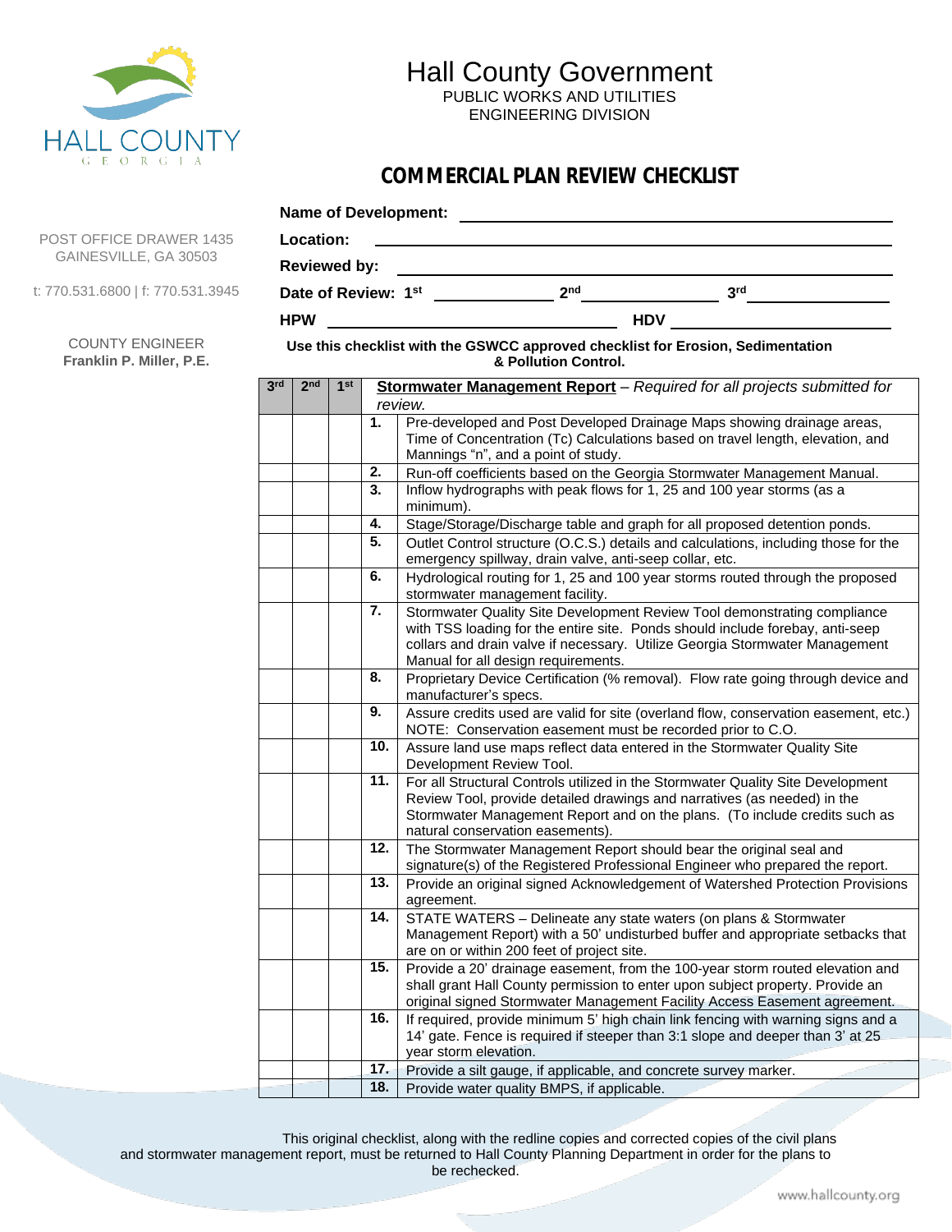# Hall County Government

PUBLIC WORKS AND UTILITIES
ENGINEERING DIVISION

HALL COUNTY
GEORGIA

POST OFFICE DRAWER 1435
GAINESVILLE, GA 30503

t: 770.531.6800 | f: 770.531.3945

COUNTY ENGINEER
**Franklin P. Miller, P.E.**

## COMMERCIAL PLAN REVIEW CHECKLIST

**Name of Development:** ______________________________

**Location:** ______________________________

**Reviewed by:** ______________________________

**Date of Review: 1st** ____________ **2nd** ____________ **3rd** ____________

**HPW** ____________________ **HDV** ____________________

**Use this checklist with the GSWCC approved checklist for Erosion, Sedimentation & Pollution Control.**

| 3rd | 2nd | 1st | | **Stormwater Management Report** – *Required for all projects submitted for review.* |
|---|---|---|---|---|
| | | | **1.** | Pre-developed and Post Developed Drainage Maps showing drainage areas, Time of Concentration (Tc) Calculations based on travel length, elevation, and Mannings “n”, and a point of study. |
| | | | **2.** | Run-off coefficients based on the Georgia Stormwater Management Manual. |
| | | | **3.** | Inflow hydrographs with peak flows for 1, 25 and 100 year storms (as a minimum). |
| | | | **4.** | Stage/Storage/Discharge table and graph for all proposed detention ponds. |
| | | | **5.** | Outlet Control structure (O.C.S.) details and calculations, including those for the emergency spillway, drain valve, anti-seep collar, etc. |
| | | | **6.** | Hydrological routing for 1, 25 and 100 year storms routed through the proposed stormwater management facility. |
| | | | **7.** | Stormwater Quality Site Development Review Tool demonstrating compliance with TSS loading for the entire site. Ponds should include forebay, anti-seep collars and drain valve if necessary. Utilize Georgia Stormwater Management Manual for all design requirements. |
| | | | **8.** | Proprietary Device Certification (% removal). Flow rate going through device and manufacturer’s specs. |
| | | | **9.** | Assure credits used are valid for site (overland flow, conservation easement, etc.) NOTE: Conservation easement must be recorded prior to C.O. |
| | | | **10.** | Assure land use maps reflect data entered in the Stormwater Quality Site Development Review Tool. |
| | | | **11.** | For all Structural Controls utilized in the Stormwater Quality Site Development Review Tool, provide detailed drawings and narratives (as needed) in the Stormwater Management Report and on the plans. (To include credits such as natural conservation easements). |
| | | | **12.** | The Stormwater Management Report should bear the original seal and signature(s) of the Registered Professional Engineer who prepared the report. |
| | | | **13.** | Provide an original signed Acknowledgement of Watershed Protection Provisions agreement. |
| | | | **14.** | STATE WATERS – Delineate any state waters (on plans & Stormwater Management Report) with a 50’ undisturbed buffer and appropriate setbacks that are on or within 200 feet of project site. |
| | | | **15.** | Provide a 20’ drainage easement, from the 100-year storm routed elevation and shall grant Hall County permission to enter upon subject property. Provide an original signed Stormwater Management Facility Access Easement agreement. |
| | | | **16.** | If required, provide minimum 5’ high chain link fencing with warning signs and a 14’ gate. Fence is required if steeper than 3:1 slope and deeper than 3’ at 25 year storm elevation. |
| | | | **17.** | Provide a silt gauge, if applicable, and concrete survey marker. |
| | | | **18.** | Provide water quality BMPS, if applicable. |

This original checklist, along with the redline copies and corrected copies of the civil plans and stormwater management report, must be returned to Hall County Planning Department in order for the plans to be rechecked.

www.hallcounty.org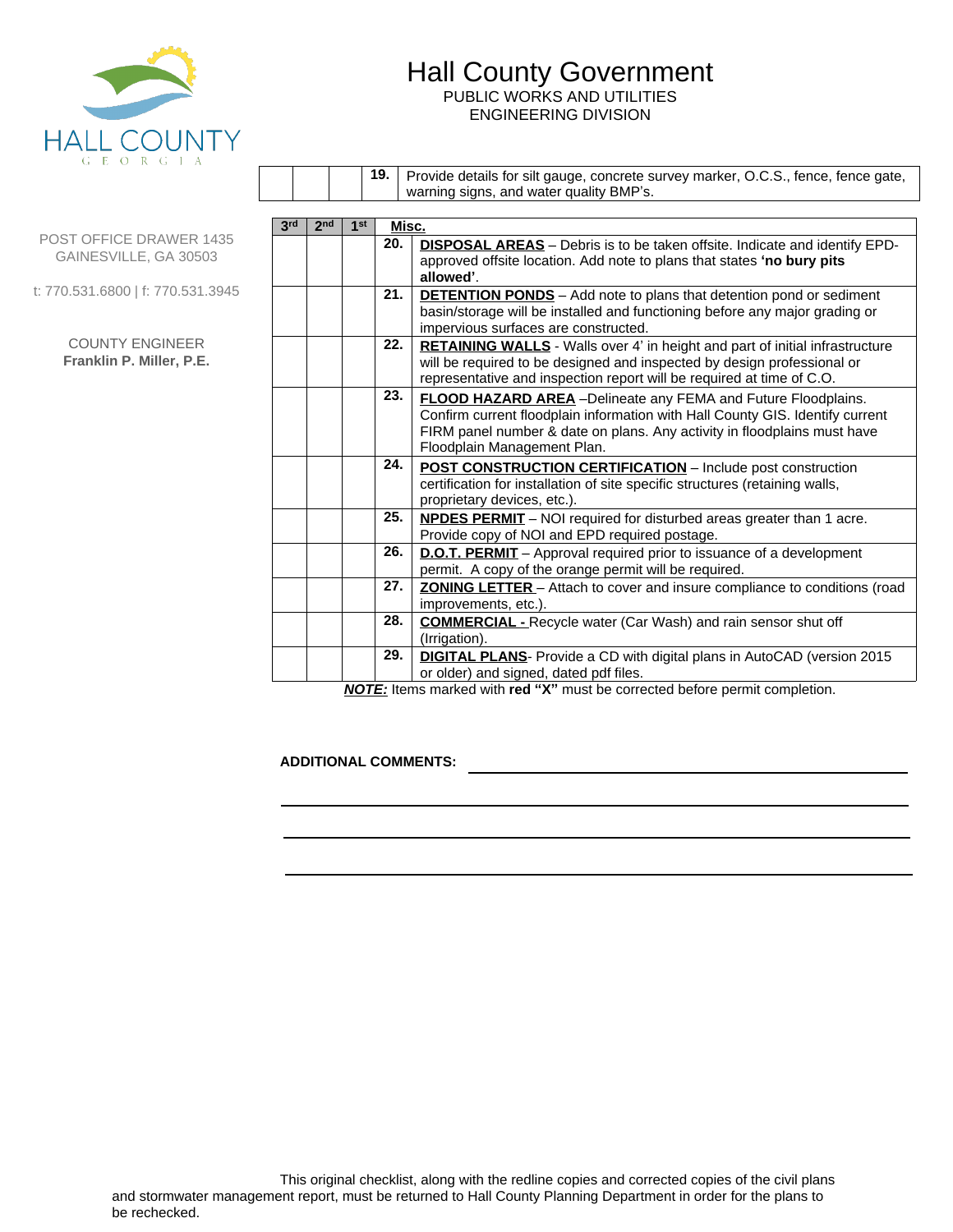# Hall County Government

PUBLIC WORKS AND UTILITIES
ENGINEERING DIVISION

HALL COUNTY
GEORGIA

POST OFFICE DRAWER 1435
GAINESVILLE, GA 30503

t: 770.531.6800 | f: 770.531.3945

COUNTY ENGINEER
**Franklin P. Miller, P.E.**

| | | | | |
|---|---|---|---|---|
| | | | **19.** | Provide details for silt gauge, concrete survey marker, O.C.S., fence, fence gate, warning signs, and water quality BMP's. |

| 3rd | 2nd | 1st | | Misc. |
|---|---|---|---|---|
| | | | **20.** | **DISPOSAL AREAS** – Debris is to be taken offsite. Indicate and identify EPD-approved offsite location. Add note to plans that states **'no bury pits allowed'**. |
| | | | **21.** | **DETENTION PONDS** – Add note to plans that detention pond or sediment basin/storage will be installed and functioning before any major grading or impervious surfaces are constructed. |
| | | | **22.** | **RETAINING WALLS** - Walls over 4' in height and part of initial infrastructure will be required to be designed and inspected by design professional or representative and inspection report will be required at time of C.O. |
| | | | **23.** | **FLOOD HAZARD AREA** –Delineate any FEMA and Future Floodplains. Confirm current floodplain information with Hall County GIS. Identify current FIRM panel number & date on plans. Any activity in floodplains must have Floodplain Management Plan. |
| | | | **24.** | **POST CONSTRUCTION CERTIFICATION** – Include post construction certification for installation of site specific structures (retaining walls, proprietary devices, etc.). |
| | | | **25.** | **NPDES PERMIT** – NOI required for disturbed areas greater than 1 acre. Provide copy of NOI and EPD required postage. |
| | | | **26.** | **D.O.T. PERMIT** – Approval required prior to issuance of a development permit. A copy of the orange permit will be required. |
| | | | **27.** | **ZONING LETTER** – Attach to cover and insure compliance to conditions (road improvements, etc.). |
| | | | **28.** | **COMMERCIAL -** Recycle water (Car Wash) and rain sensor shut off (Irrigation). |
| | | | **29.** | **DIGITAL PLANS**- Provide a CD with digital plans in AutoCAD (version 2015 or older) and signed, dated pdf files. |

***NOTE:*** Items marked with **red "X"** must be corrected before permit completion.

**ADDITIONAL COMMENTS:** ______________________________________________

______________________________________________________________

______________________________________________________________

______________________________________________________________

This original checklist, along with the redline copies and corrected copies of the civil plans and stormwater management report, must be returned to Hall County Planning Department in order for the plans to be rechecked.